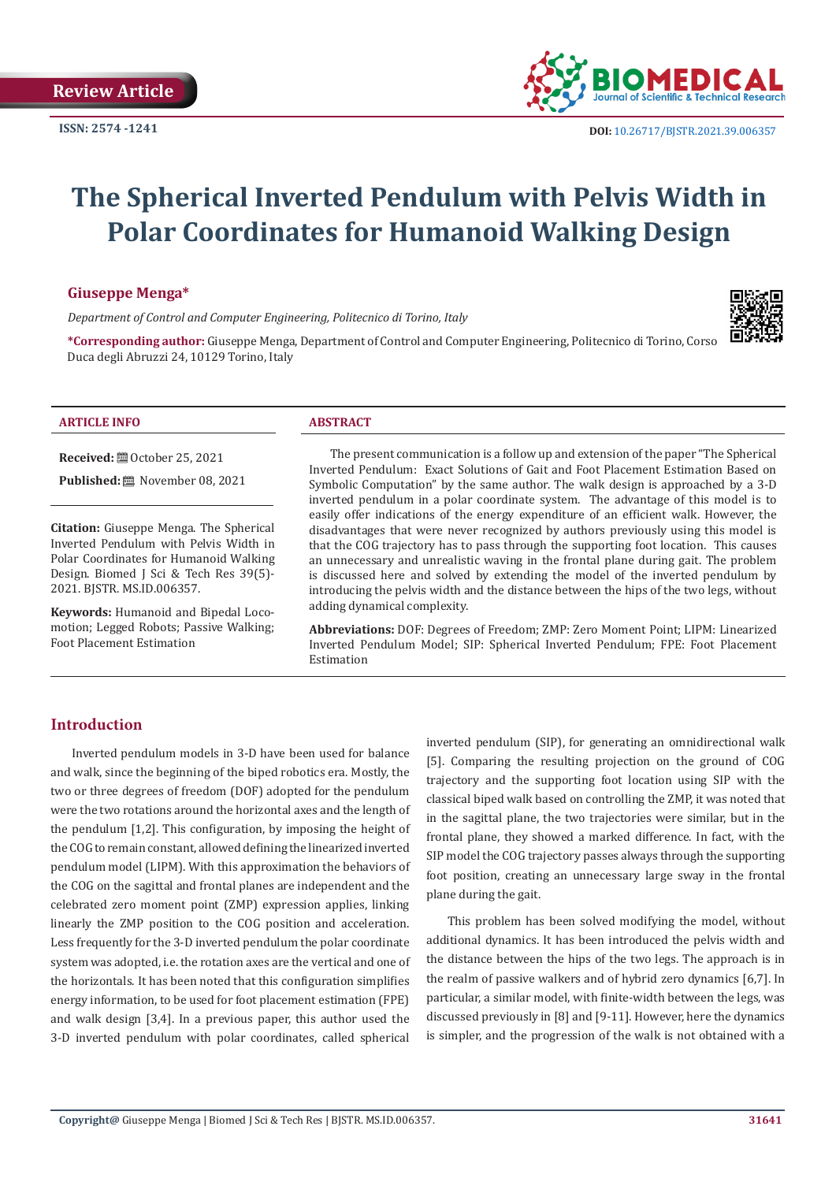Review Article

ISSN: 2574 -1241

DOI: 10.26717/BJSTR.2021.39.006357

# The Spherical Inverted Pendulum with Pelvis Width in Polar Coordinates for Humanoid Walking Design

**Giuseppe Menga***

*Department of Control and Computer Engineering, Politecnico di Torino, Italy*

***Corresponding author:** Giuseppe Menga, Department of Control and Computer Engineering, Politecnico di Torino, Corso Duca degli Abruzzi 24, 10129 Torino, Italy

### ARTICLE INFO

**Received:** October 25, 2021

**Published:** November 08, 2021

**Citation:** Giuseppe Menga. The Spherical Inverted Pendulum with Pelvis Width in Polar Coordinates for Humanoid Walking Design. Biomed J Sci & Tech Res 39(5)-2021. BJSTR. MS.ID.006357.

**Keywords:** Humanoid and Bipedal Locomotion; Legged Robots; Passive Walking; Foot Placement Estimation

### ABSTRACT

The present communication is a follow up and extension of the paper "The Spherical Inverted Pendulum: Exact Solutions of Gait and Foot Placement Estimation Based on Symbolic Computation" by the same author. The walk design is approached by a 3-D inverted pendulum in a polar coordinate system. The advantage of this model is to easily offer indications of the energy expenditure of an efficient walk. However, the disadvantages that were never recognized by authors previously using this model is that the COG trajectory has to pass through the supporting foot location. This causes an unnecessary and unrealistic waving in the frontal plane during gait. The problem is discussed here and solved by extending the model of the inverted pendulum by introducing the pelvis width and the distance between the hips of the two legs, without adding dynamical complexity.

**Abbreviations:** DOF: Degrees of Freedom; ZMP: Zero Moment Point; LIPM: Linearized Inverted Pendulum Model; SIP: Spherical Inverted Pendulum; FPE: Foot Placement Estimation

## Introduction

Inverted pendulum models in 3-D have been used for balance and walk, since the beginning of the biped robotics era. Mostly, the two or three degrees of freedom (DOF) adopted for the pendulum were the two rotations around the horizontal axes and the length of the pendulum [1,2]. This configuration, by imposing the height of the COG to remain constant, allowed defining the linearized inverted pendulum model (LIPM). With this approximation the behaviors of the COG on the sagittal and frontal planes are independent and the celebrated zero moment point (ZMP) expression applies, linking linearly the ZMP position to the COG position and acceleration. Less frequently for the 3-D inverted pendulum the polar coordinate system was adopted, i.e. the rotation axes are the vertical and one of the horizontals. It has been noted that this configuration simplifies energy information, to be used for foot placement estimation (FPE) and walk design [3,4]. In a previous paper, this author used the 3-D inverted pendulum with polar coordinates, called spherical inverted pendulum (SIP), for generating an omnidirectional walk [5]. Comparing the resulting projection on the ground of COG trajectory and the supporting foot location using SIP with the classical biped walk based on controlling the ZMP, it was noted that in the sagittal plane, the two trajectories were similar, but in the frontal plane, they showed a marked difference. In fact, with the SIP model the COG trajectory passes always through the supporting foot position, creating an unnecessary large sway in the frontal plane during the gait.

This problem has been solved modifying the model, without additional dynamics. It has been introduced the pelvis width and the distance between the hips of the two legs. The approach is in the realm of passive walkers and of hybrid zero dynamics [6,7]. In particular, a similar model, with finite-width between the legs, was discussed previously in [8] and [9-11]. However, here the dynamics is simpler, and the progression of the walk is not obtained with a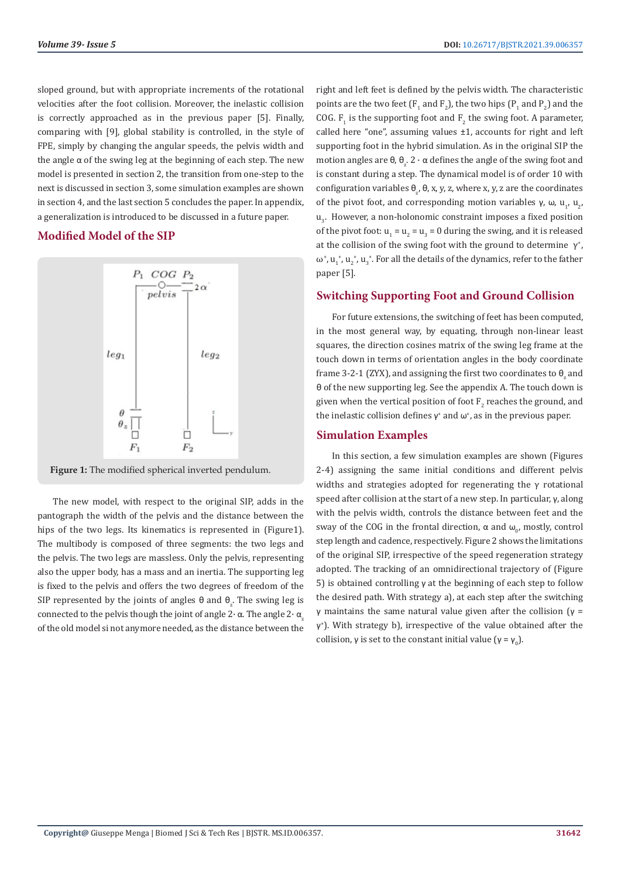sloped ground, but with appropriate increments of the rotational velocities after the foot collision. Moreover, the inelastic collision is correctly approached as in the previous paper [5]. Finally, comparing with [9], global stability is controlled, in the style of FPE, simply by changing the angular speeds, the pelvis width and the angle α of the swing leg at the beginning of each step. The new model is presented in section 2, the transition from one-step to the next is discussed in section 3, some simulation examples are shown in section 4, and the last section 5 concludes the paper. In appendix, a generalization is introduced to be discussed in a future paper.

## Modified Model of the SIP

**Figure 1:** The modified spherical inverted pendulum.

The new model, with respect to the original SIP, adds in the pantograph the width of the pelvis and the distance between the hips of the two legs. Its kinematics is represented in (Figure1). The multibody is composed of three segments: the two legs and the pelvis. The two legs are massless. Only the pelvis, representing also the upper body, has a mass and an inertia. The supporting leg is fixed to the pelvis and offers the two degrees of freedom of the SIP represented by the joints of angles θ and $\theta_z$. The swing leg is connected to the pelvis though the joint of angle 2· α. The angle 2· $\alpha_z$ of the old model si not anymore needed, as the distance between the right and left feet is defined by the pelvis width. The characteristic points are the two feet ($F_1$ and $F_2$), the two hips ($P_1$ and $P_2$) and the COG. $F_1$ is the supporting foot and $F_2$ the swing foot. A parameter, called here "one", assuming values ±1, accounts for right and left supporting foot in the hybrid simulation. As in the original SIP the motion angles are θ, $\theta_z$. 2 · α defines the angle of the swing foot and is constant during a step. The dynamical model is of order 10 with configuration variables $\theta_z$, θ, x, y, z, where x, y, z are the coordinates of the pivot foot, and corresponding motion variables γ, ω, $u_1$, $u_2$, $u_3$. However, a non-holonomic constraint imposes a fixed position of the pivot foot: $u_1 = u_2 = u_3 = 0$ during the swing, and it is released at the collision of the swing foot with the ground to determine $\gamma^+$, $\omega^+$, $u_1^+$, $u_2^+$, $u_3^+$. For all the details of the dynamics, refer to the father paper [5].

## Switching Supporting Foot and Ground Collision

For future extensions, the switching of feet has been computed, in the most general way, by equating, through non-linear least squares, the direction cosines matrix of the swing leg frame at the touch down in terms of orientation angles in the body coordinate frame 3-2-1 (ZYX), and assigning the first two coordinates to $\theta_z$ and θ of the new supporting leg. See the appendix A. The touch down is given when the vertical position of foot $F_2$ reaches the ground, and the inelastic collision defines $\gamma^+$ and $\omega^+$, as in the previous paper.

## Simulation Examples

In this section, a few simulation examples are shown (Figures 2-4) assigning the same initial conditions and different pelvis widths and strategies adopted for regenerating the γ rotational speed after collision at the start of a new step. In particular, γ, along with the pelvis width, controls the distance between feet and the sway of the COG in the frontal direction, α and $\omega_0$, mostly, control step length and cadence, respectively. Figure 2 shows the limitations of the original SIP, irrespective of the speed regeneration strategy adopted. The tracking of an omnidirectional trajectory of (Figure 5) is obtained controlling γ at the beginning of each step to follow the desired path. With strategy a), at each step after the switching γ maintains the same natural value given after the collision ($\gamma = \gamma^+$). With strategy b), irrespective of the value obtained after the collision, γ is set to the constant initial value ($\gamma = \gamma_0$).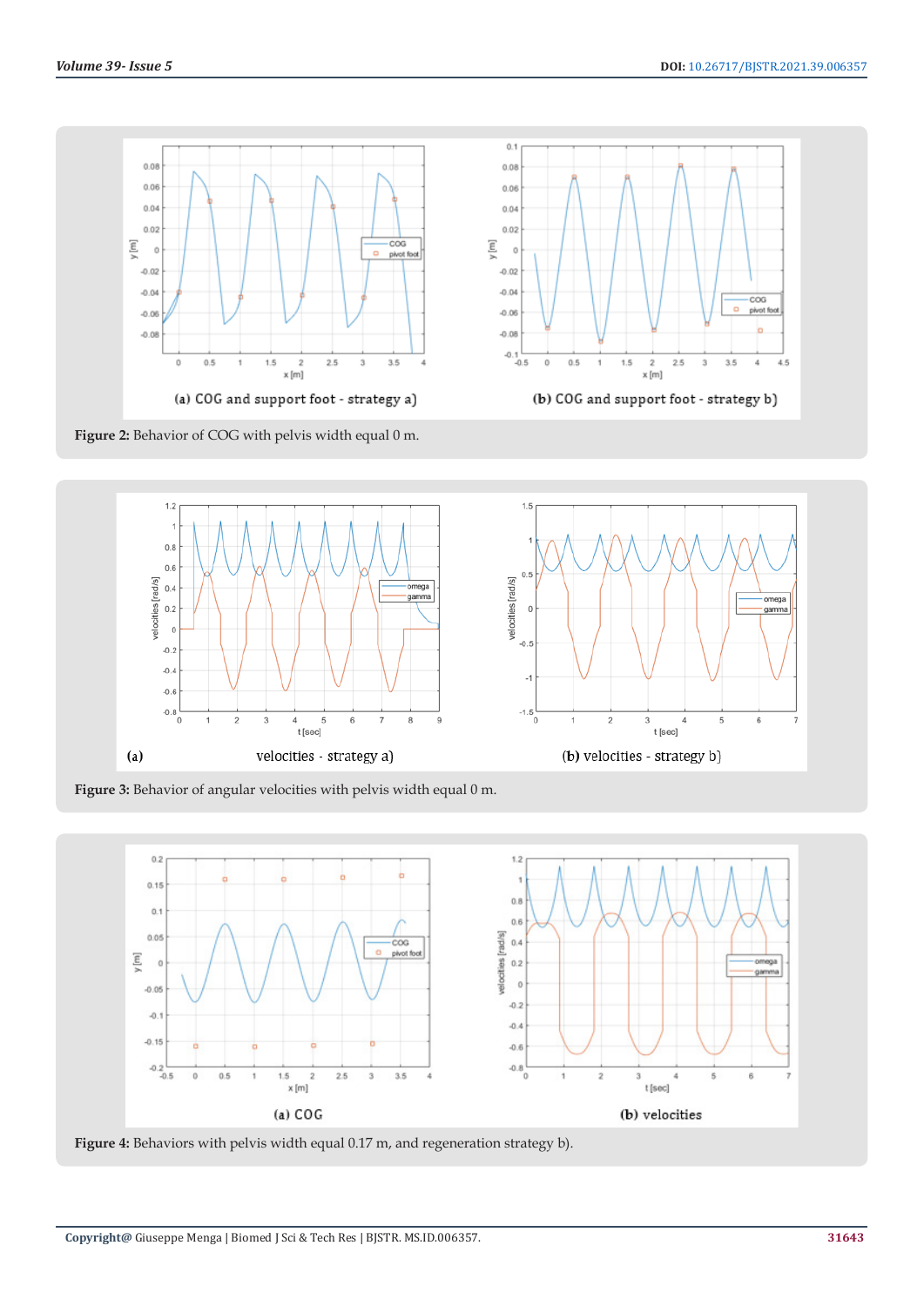(a) COG and support foot - strategy a)

(b) COG and support foot - strategy b)

**Figure 2:** Behavior of COG with pelvis width equal 0 m.

(a) velocities - strategy a)

(b) velocities - strategy b)

**Figure 3:** Behavior of angular velocities with pelvis width equal 0 m.

(a) COG

(b) velocities

**Figure 4:** Behaviors with pelvis width equal 0.17 m, and regeneration strategy b).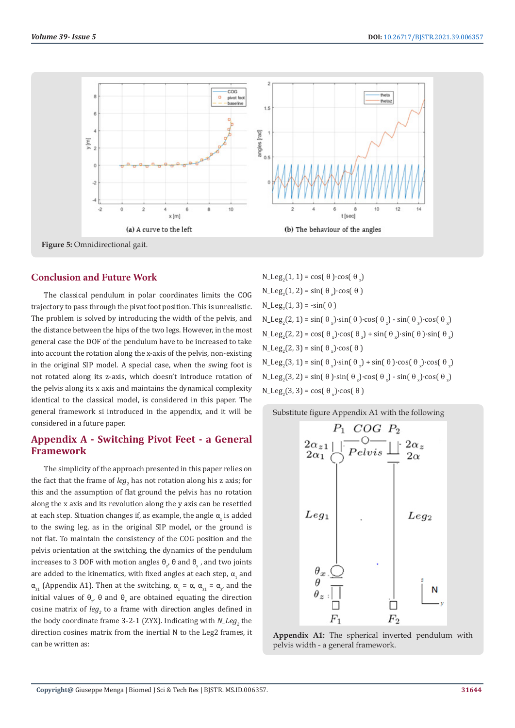**Figure 5:** Omnidirectional gait.

(a) A curve to the left

(b) The behaviour of the angles

## Conclusion and Future Work

The classical pendulum in polar coordinates limits the COG trajectory to pass through the pivot foot position. This is unrealistic. The problem is solved by introducing the width of the pelvis, and the distance between the hips of the two legs. However, in the most general case the DOF of the pendulum have to be increased to take into account the rotation along the x-axis of the pelvis, non-existing in the original SIP model. A special case, when the swing foot is not rotated along its z-axis, which doesn't introduce rotation of the pelvis along its x axis and maintains the dynamical complexity identical to the classical model, is considered in this paper. The general framework si introduced in the appendix, and it will be considered in a future paper.

## Appendix A - Switching Pivot Feet - a General Framework

The simplicity of the approach presented in this paper relies on the fact that the frame of $leg_2$ has not rotation along his z axis; for this and the assumption of flat ground the pelvis has no rotation along the x axis and its revolution along the y axis can be resetted at each step. Situation changes if, as example, the angle $\alpha_z$ is added to the swing leg, as in the original SIP model, or the ground is not flat. To maintain the consistency of the COG position and the pelvis orientation at the switching, the dynamics of the pendulum increases to 3 DOF with motion angles $\theta_z$, $\theta$ and $\theta_x$, and two joints are added to the kinematics, with fixed angles at each step, $\alpha_1$ and $\alpha_{z1}$ (Appendix A1). Then at the switching, $\alpha_1 = \alpha$, $\alpha_{z1} = \alpha_z$, and the initial values of $\theta_z$, $\theta$ and $\theta_x$ are obtained equating the direction cosine matrix of $leg_2$ to a frame with direction angles defined in the body coordinate frame 3-2-1 (ZYX). Indicating with $N\_Leg_2$ the direction cosines matrix from the inertial N to the Leg2 frames, it can be written as:

$N\_Leg_2(1, 1) = \cos(\theta)\cdot\cos(\theta_z)$

$N\_Leg_2(1, 2) = \sin(\theta_z)\cdot\cos(\theta)$

$N\_Leg_2(1, 3) = -\sin(\theta)$

$N\_Leg_2(2, 1) = \sin(\theta_x)\cdot\sin(\theta)\cdot\cos(\theta_z) - \sin(\theta_z)\cdot\cos(\theta_x)$

$N\_Leg_2(2, 2) = \cos(\theta_x)\cdot\cos(\theta_z) + \sin(\theta_x)\cdot\sin(\theta)\cdot\sin(\theta_z)$

$N\_Leg_2(2, 3) = \sin(\theta_x)\cdot\cos(\theta)$

$N\_Leg_2(3, 1) = \sin(\theta_x)\cdot\sin(\theta_z) + \sin(\theta)\cdot\cos(\theta_x)\cdot\cos(\theta_z)$

$N\_Leg_2(3, 2) = \sin(\theta)\cdot\sin(\theta_z)\cdot\cos(\theta_x) - \sin(\theta_x)\cdot\cos(\theta_z)$

$N\_Leg_2(3, 3) = \cos(\theta_x)\cdot\cos(\theta)$

Substitute figure Appendix A1 with the following

**Appendix A1:** The spherical inverted pendulum with pelvis width - a general framework.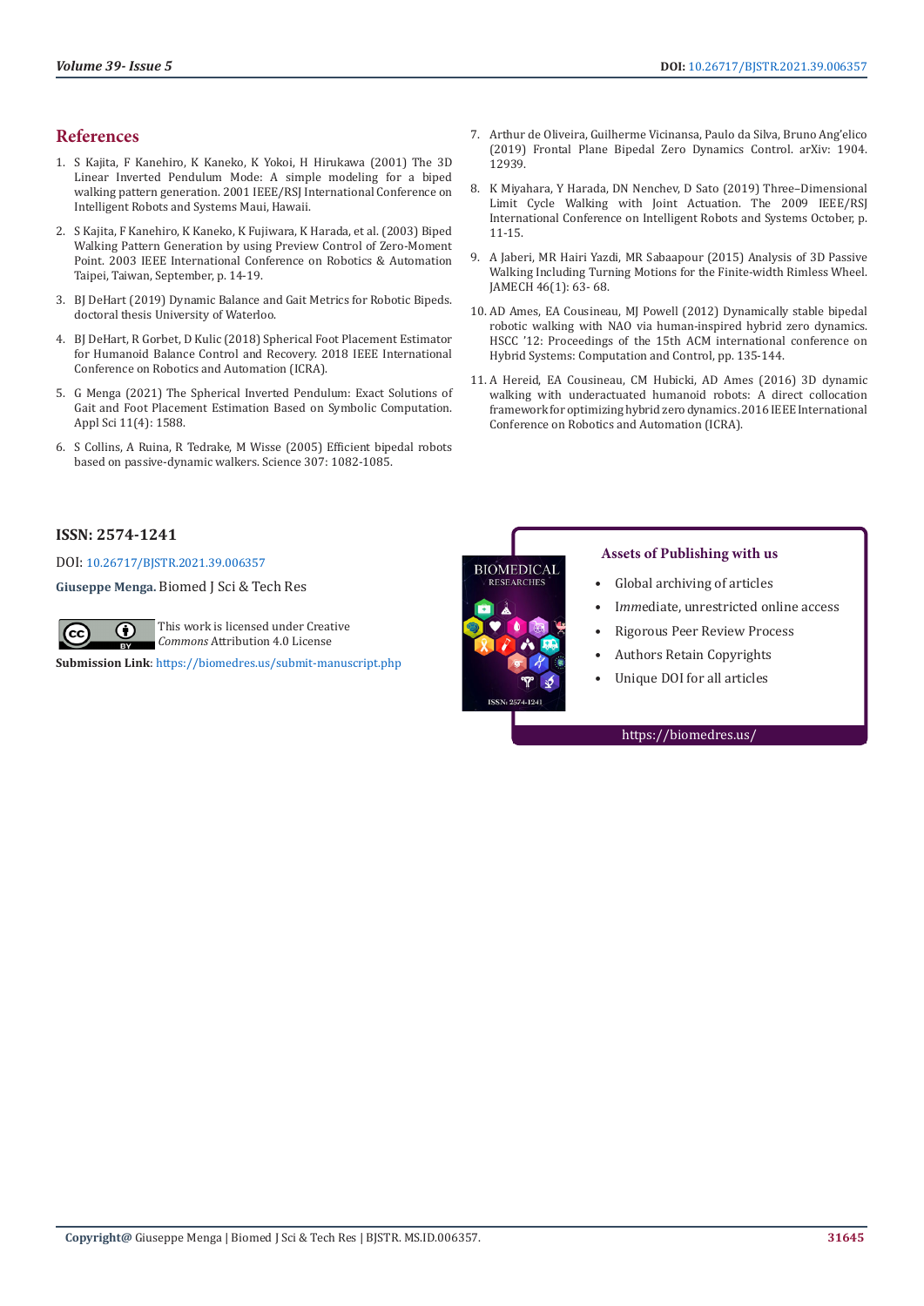## References

1. S Kajita, F Kanehiro, K Kaneko, K Yokoi, H Hirukawa (2001) The 3D Linear Inverted Pendulum Mode: A simple modeling for a biped walking pattern generation. 2001 IEEE/RSJ International Conference on Intelligent Robots and Systems Maui, Hawaii.
2. S Kajita, F Kanehiro, K Kaneko, K Fujiwara, K Harada, et al. (2003) Biped Walking Pattern Generation by using Preview Control of Zero-Moment Point. 2003 IEEE International Conference on Robotics & Automation Taipei, Taiwan, September, p. 14-19.
3. BJ DeHart (2019) Dynamic Balance and Gait Metrics for Robotic Bipeds. doctoral thesis University of Waterloo.
4. BJ DeHart, R Gorbet, D Kulic (2018) Spherical Foot Placement Estimator for Humanoid Balance Control and Recovery. 2018 IEEE International Conference on Robotics and Automation (ICRA).
5. G Menga (2021) The Spherical Inverted Pendulum: Exact Solutions of Gait and Foot Placement Estimation Based on Symbolic Computation. Appl Sci 11(4): 1588.
6. S Collins, A Ruina, R Tedrake, M Wisse (2005) Efficient bipedal robots based on passive-dynamic walkers. Science 307: 1082-1085.
7. Arthur de Oliveira, Guilherme Vicinansa, Paulo da Silva, Bruno Ang'elico (2019) Frontal Plane Bipedal Zero Dynamics Control. arXiv: 1904. 12939.
8. K Miyahara, Y Harada, DN Nenchev, D Sato (2019) Three–Dimensional Limit Cycle Walking with Joint Actuation. The 2009 IEEE/RSJ International Conference on Intelligent Robots and Systems October, p. 11-15.
9. A Jaberi, MR Hairi Yazdi, MR Sabaapour (2015) Analysis of 3D Passive Walking Including Turning Motions for the Finite-width Rimless Wheel. JAMECH 46(1): 63- 68.
10. AD Ames, EA Cousineau, MJ Powell (2012) Dynamically stable bipedal robotic walking with NAO via human-inspired hybrid zero dynamics. HSCC '12: Proceedings of the 15th ACM international conference on Hybrid Systems: Computation and Control, pp. 135-144.
11. A Hereid, EA Cousineau, CM Hubicki, AD Ames (2016) 3D dynamic walking with underactuated humanoid robots: A direct collocation framework for optimizing hybrid zero dynamics. 2016 IEEE International Conference on Robotics and Automation (ICRA).

**ISSN: 2574-1241**

DOI: 10.26717/BJSTR.2021.39.006357

**Giuseppe Menga.** Biomed J Sci & Tech Res

This work is licensed under Creative *Commons* Attribution 4.0 License

**Submission Link**: https://biomedres.us/submit-manuscript.php

### Assets of Publishing with us

- Global archiving of articles
- Immediate, unrestricted online access
- Rigorous Peer Review Process
- Authors Retain Copyrights
- Unique DOI for all articles

https://biomedres.us/